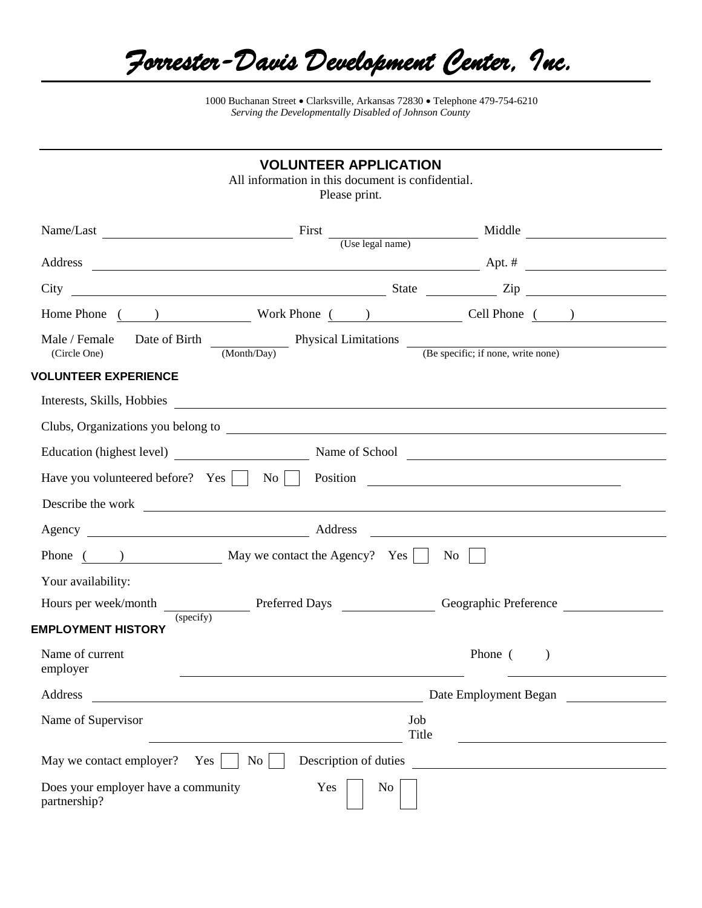# *Forrester-Davis Development Center, Inc.*

1000 Buchanan Street • Clarksville, Arkansas 72830 • Telephone 479-754-6210
*Serving the Developmentally Disabled of Johnson County*

## VOLUNTEER APPLICATION

All information in this document is confidential.
Please print.

Name/Last ______________________ First ______________________ Middle ______________________
(Use legal name)

Address __________________________________________________ Apt. # ______________

City ______________________________________ State __________ Zip ______________

Home Phone ( ) ______________ Work Phone ( ) ______________ Cell Phone ( ) ______________

Male / Female (Circle One) Date of Birth __________ (Month/Day) Physical Limitations ______________________ (Be specific; if none, write none)

### VOLUNTEER EXPERIENCE

Interests, Skills, Hobbies ______________________________________________

Clubs, Organizations you belong to ______________________________________________

Education (highest level) ______________ Name of School ______________________________

Have you volunteered before? Yes ☐ No ☐ Position ______________________________

Describe the work ______________________________________________

Agency ______________________ Address ______________________________

Phone ( ) ______________ May we contact the Agency? Yes ☐ No ☐

Your availability:

Hours per week/month __________ (specify) Preferred Days __________ Geographic Preference __________

### EMPLOYMENT HISTORY

Name of current employer ______________________________ Phone ( ) ______________

Address ______________________________________ Date Employment Began ______________

Name of Supervisor ______________________________ Job Title ______________________

May we contact employer? Yes ☐ No ☐ Description of duties ______________________________

Does your employer have a community partnership? Yes ☐ No ☐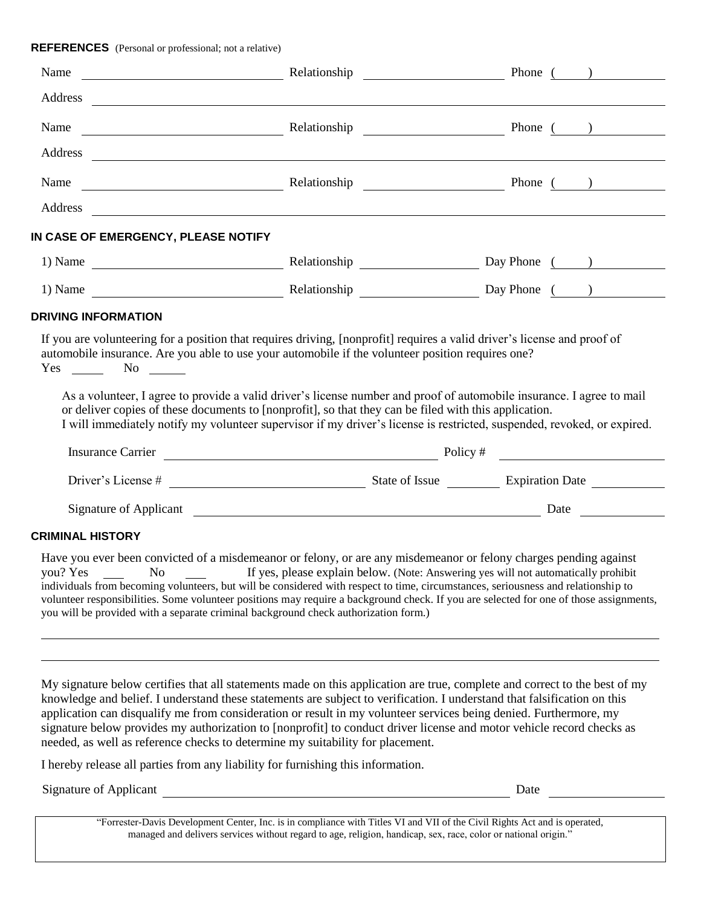**REFERENCES** (Personal or professional; not a relative)

Name ______________________ Relationship ______________________ Phone (     ) ____________

Address ______________________________________________________________

Name ______________________ Relationship ______________________ Phone (     ) ____________

Address ______________________________________________________________

Name ______________________ Relationship ______________________ Phone (     ) ____________

Address ______________________________________________________________

**IN CASE OF EMERGENCY, PLEASE NOTIFY**

1) Name ______________________ Relationship ____________________ Day Phone (     ) ____________

1) Name ______________________ Relationship ____________________ Day Phone (     ) ____________

**DRIVING INFORMATION**

If you are volunteering for a position that requires driving, [nonprofit] requires a valid driver's license and proof of automobile insurance. Are you able to use your automobile if the volunteer position requires one?
Yes _____ No _____

As a volunteer, I agree to provide a valid driver's license number and proof of automobile insurance. I agree to mail or deliver copies of these documents to [nonprofit], so that they can be filed with this application.
I will immediately notify my volunteer supervisor if my driver's license is restricted, suspended, revoked, or expired.

Insurance Carrier ______________________________ Policy # ____________________

Driver's License # ______________________ State of Issue ________ Expiration Date __________

Signature of Applicant ______________________________________________ Date __________

**CRIMINAL HISTORY**

Have you ever been convicted of a misdemeanor or felony, or are any misdemeanor or felony charges pending against you? Yes ___ No ___ If yes, please explain below. (Note: Answering yes will not automatically prohibit individuals from becoming volunteers, but will be considered with respect to time, circumstances, seriousness and relationship to volunteer responsibilities. Some volunteer positions may require a background check. If you are selected for one of those assignments, you will be provided with a separate criminal background check authorization form.)

______________________________________________________________

______________________________________________________________

My signature below certifies that all statements made on this application are true, complete and correct to the best of my knowledge and belief. I understand these statements are subject to verification. I understand that falsification on this application can disqualify me from consideration or result in my volunteer services being denied. Furthermore, my signature below provides my authorization to [nonprofit] to conduct driver license and motor vehicle record checks as needed, as well as reference checks to determine my suitability for placement.

I hereby release all parties from any liability for furnishing this information.

Signature of Applicant ______________________________________________ Date __________

"Forrester-Davis Development Center, Inc. is in compliance with Titles VI and VII of the Civil Rights Act and is operated, managed and delivers services without regard to age, religion, handicap, sex, race, color or national origin."